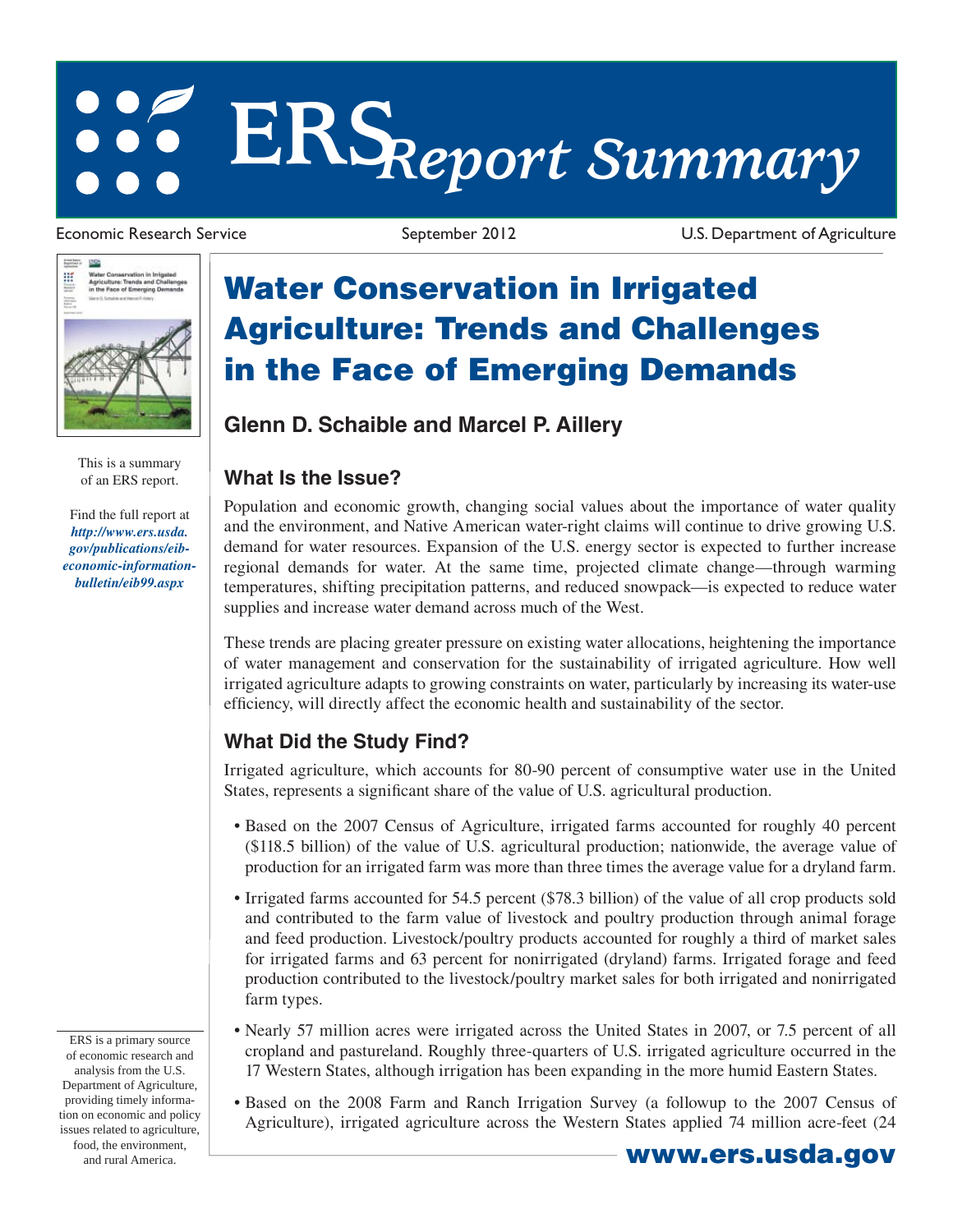# ERS Report Summary

Economic Research Service | September 2012 | U.S. Department of Agriculture

This is a summary of an ERS report.

Find the full report at *http://www.ers.usda.gov/publications/eib-economic-information-bulletin/eib99.aspx*

ERS is a primary source of economic research and analysis from the U.S. Department of Agriculture, providing timely information on economic and policy issues related to agriculture, food, the environment, and rural America.

# Water Conservation in Irrigated Agriculture: Trends and Challenges in the Face of Emerging Demands

**Glenn D. Schaible and Marcel P. Aillery**

## What Is the Issue?

Population and economic growth, changing social values about the importance of water quality and the environment, and Native American water-right claims will continue to drive growing U.S. demand for water resources. Expansion of the U.S. energy sector is expected to further increase regional demands for water. At the same time, projected climate change—through warming temperatures, shifting precipitation patterns, and reduced snowpack—is expected to reduce water supplies and increase water demand across much of the West.

These trends are placing greater pressure on existing water allocations, heightening the importance of water management and conservation for the sustainability of irrigated agriculture. How well irrigated agriculture adapts to growing constraints on water, particularly by increasing its water-use efficiency, will directly affect the economic health and sustainability of the sector.

## What Did the Study Find?

Irrigated agriculture, which accounts for 80-90 percent of consumptive water use in the United States, represents a significant share of the value of U.S. agricultural production.

- Based on the 2007 Census of Agriculture, irrigated farms accounted for roughly 40 percent ($118.5 billion) of the value of U.S. agricultural production; nationwide, the average value of production for an irrigated farm was more than three times the average value for a dryland farm.
- Irrigated farms accounted for 54.5 percent ($78.3 billion) of the value of all crop products sold and contributed to the farm value of livestock and poultry production through animal forage and feed production. Livestock/poultry products accounted for roughly a third of market sales for irrigated farms and 63 percent for nonirrigated (dryland) farms. Irrigated forage and feed production contributed to the livestock/poultry market sales for both irrigated and nonirrigated farm types.
- Nearly 57 million acres were irrigated across the United States in 2007, or 7.5 percent of all cropland and pastureland. Roughly three-quarters of U.S. irrigated agriculture occurred in the 17 Western States, although irrigation has been expanding in the more humid Eastern States.
- Based on the 2008 Farm and Ranch Irrigation Survey (a followup to the 2007 Census of Agriculture), irrigated agriculture across the Western States applied 74 million acre-feet (24

**www.ers.usda.gov**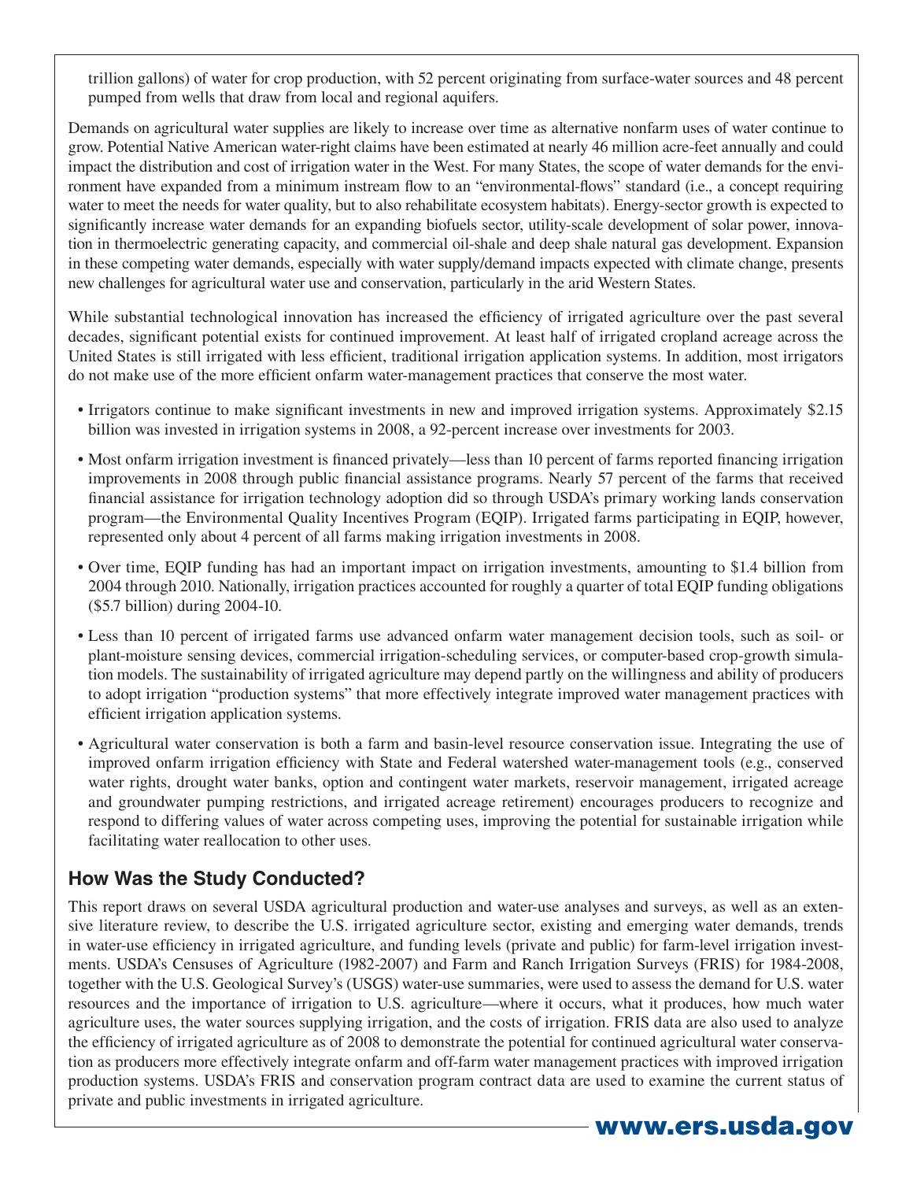trillion gallons) of water for crop production, with 52 percent originating from surface-water sources and 48 percent pumped from wells that draw from local and regional aquifers.

Demands on agricultural water supplies are likely to increase over time as alternative nonfarm uses of water continue to grow. Potential Native American water-right claims have been estimated at nearly 46 million acre-feet annually and could impact the distribution and cost of irrigation water in the West. For many States, the scope of water demands for the environment have expanded from a minimum instream flow to an "environmental-flows" standard (i.e., a concept requiring water to meet the needs for water quality, but to also rehabilitate ecosystem habitats). Energy-sector growth is expected to significantly increase water demands for an expanding biofuels sector, utility-scale development of solar power, innovation in thermoelectric generating capacity, and commercial oil-shale and deep shale natural gas development. Expansion in these competing water demands, especially with water supply/demand impacts expected with climate change, presents new challenges for agricultural water use and conservation, particularly in the arid Western States.

While substantial technological innovation has increased the efficiency of irrigated agriculture over the past several decades, significant potential exists for continued improvement. At least half of irrigated cropland acreage across the United States is still irrigated with less efficient, traditional irrigation application systems. In addition, most irrigators do not make use of the more efficient onfarm water-management practices that conserve the most water.

- Irrigators continue to make significant investments in new and improved irrigation systems. Approximately $2.15 billion was invested in irrigation systems in 2008, a 92-percent increase over investments for 2003.
- Most onfarm irrigation investment is financed privately—less than 10 percent of farms reported financing irrigation improvements in 2008 through public financial assistance programs. Nearly 57 percent of the farms that received financial assistance for irrigation technology adoption did so through USDA's primary working lands conservation program—the Environmental Quality Incentives Program (EQIP). Irrigated farms participating in EQIP, however, represented only about 4 percent of all farms making irrigation investments in 2008.
- Over time, EQIP funding has had an important impact on irrigation investments, amounting to $1.4 billion from 2004 through 2010. Nationally, irrigation practices accounted for roughly a quarter of total EQIP funding obligations ($5.7 billion) during 2004-10.
- Less than 10 percent of irrigated farms use advanced onfarm water management decision tools, such as soil- or plant-moisture sensing devices, commercial irrigation-scheduling services, or computer-based crop-growth simulation models. The sustainability of irrigated agriculture may depend partly on the willingness and ability of producers to adopt irrigation "production systems" that more effectively integrate improved water management practices with efficient irrigation application systems.
- Agricultural water conservation is both a farm and basin-level resource conservation issue. Integrating the use of improved onfarm irrigation efficiency with State and Federal watershed water-management tools (e.g., conserved water rights, drought water banks, option and contingent water markets, reservoir management, irrigated acreage and groundwater pumping restrictions, and irrigated acreage retirement) encourages producers to recognize and respond to differing values of water across competing uses, improving the potential for sustainable irrigation while facilitating water reallocation to other uses.

## How Was the Study Conducted?

This report draws on several USDA agricultural production and water-use analyses and surveys, as well as an extensive literature review, to describe the U.S. irrigated agriculture sector, existing and emerging water demands, trends in water-use efficiency in irrigated agriculture, and funding levels (private and public) for farm-level irrigation investments. USDA's Censuses of Agriculture (1982-2007) and Farm and Ranch Irrigation Surveys (FRIS) for 1984-2008, together with the U.S. Geological Survey's (USGS) water-use summaries, were used to assess the demand for U.S. water resources and the importance of irrigation to U.S. agriculture—where it occurs, what it produces, how much water agriculture uses, the water sources supplying irrigation, and the costs of irrigation. FRIS data are also used to analyze the efficiency of irrigated agriculture as of 2008 to demonstrate the potential for continued agricultural water conservation as producers more effectively integrate onfarm and off-farm water management practices with improved irrigation production systems. USDA's FRIS and conservation program contract data are used to examine the current status of private and public investments in irrigated agriculture.

www.ers.usda.gov